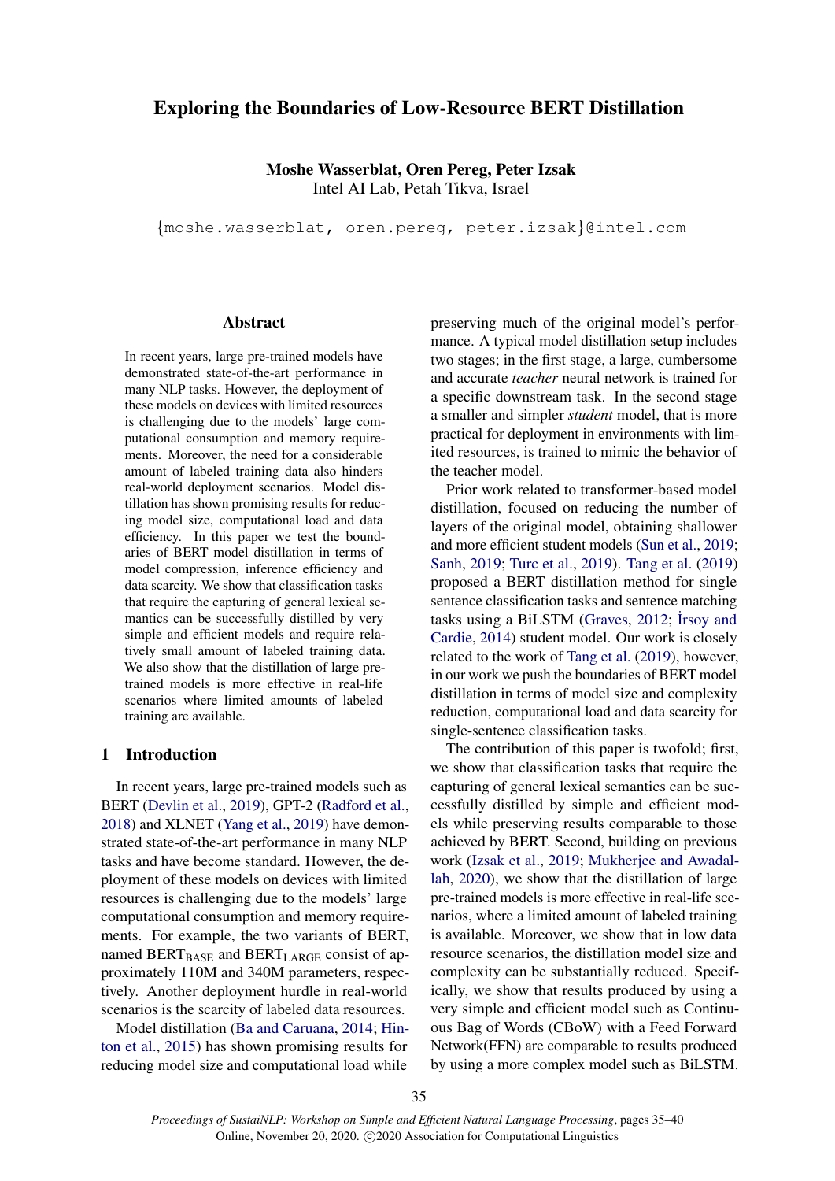# Exploring the Boundaries of Low-Resource BERT Distillation

**Moshe Wasserblat, Oren Pereg, Peter Izsak**
Intel AI Lab, Petah Tikva, Israel

{moshe.wasserblat, oren.pereg, peter.izsak}@intel.com

## Abstract

In recent years, large pre-trained models have demonstrated state-of-the-art performance in many NLP tasks. However, the deployment of these models on devices with limited resources is challenging due to the models' large computational consumption and memory requirements. Moreover, the need for a considerable amount of labeled training data also hinders real-world deployment scenarios. Model distillation has shown promising results for reducing model size, computational load and data efficiency. In this paper we test the boundaries of BERT model distillation in terms of model compression, inference efficiency and data scarcity. We show that classification tasks that require the capturing of general lexical semantics can be successfully distilled by very simple and efficient models and require relatively small amount of labeled training data. We also show that the distillation of large pre-trained models is more effective in real-life scenarios where limited amounts of labeled training are available.

## 1 Introduction

In recent years, large pre-trained models such as BERT (Devlin et al., 2019), GPT-2 (Radford et al., 2018) and XLNET (Yang et al., 2019) have demonstrated state-of-the-art performance in many NLP tasks and have become standard. However, the deployment of these models on devices with limited resources is challenging due to the models' large computational consumption and memory requirements. For example, the two variants of BERT, named $\text{BERT}_{\text{BASE}}$ and $\text{BERT}_{\text{LARGE}}$ consist of approximately 110M and 340M parameters, respectively. Another deployment hurdle in real-world scenarios is the scarcity of labeled data resources.

Model distillation (Ba and Caruana, 2014; Hinton et al., 2015) has shown promising results for reducing model size and computational load while preserving much of the original model's performance. A typical model distillation setup includes two stages; in the first stage, a large, cumbersome and accurate *teacher* neural network is trained for a specific downstream task. In the second stage a smaller and simpler *student* model, that is more practical for deployment in environments with limited resources, is trained to mimic the behavior of the teacher model.

Prior work related to transformer-based model distillation, focused on reducing the number of layers of the original model, obtaining shallower and more efficient student models (Sun et al., 2019; Sanh, 2019; Turc et al., 2019). Tang et al. (2019) proposed a BERT distillation method for single sentence classification tasks and sentence matching tasks using a BiLSTM (Graves, 2012; İrsoy and Cardie, 2014) student model. Our work is closely related to the work of Tang et al. (2019), however, in our work we push the boundaries of BERT model distillation in terms of model size and complexity reduction, computational load and data scarcity for single-sentence classification tasks.

The contribution of this paper is twofold; first, we show that classification tasks that require the capturing of general lexical semantics can be successfully distilled by simple and efficient models while preserving results comparable to those achieved by BERT. Second, building on previous work (Izsak et al., 2019; Mukherjee and Awadallah, 2020), we show that the distillation of large pre-trained models is more effective in real-life scenarios, where a limited amount of labeled training is available. Moreover, we show that in low data resource scenarios, the distillation model size and complexity can be substantially reduced. Specifically, we show that results produced by using a very simple and efficient model such as Continuous Bag of Words (CBoW) with a Feed Forward Network(FFN) are comparable to results produced by using a more complex model such as BiLSTM.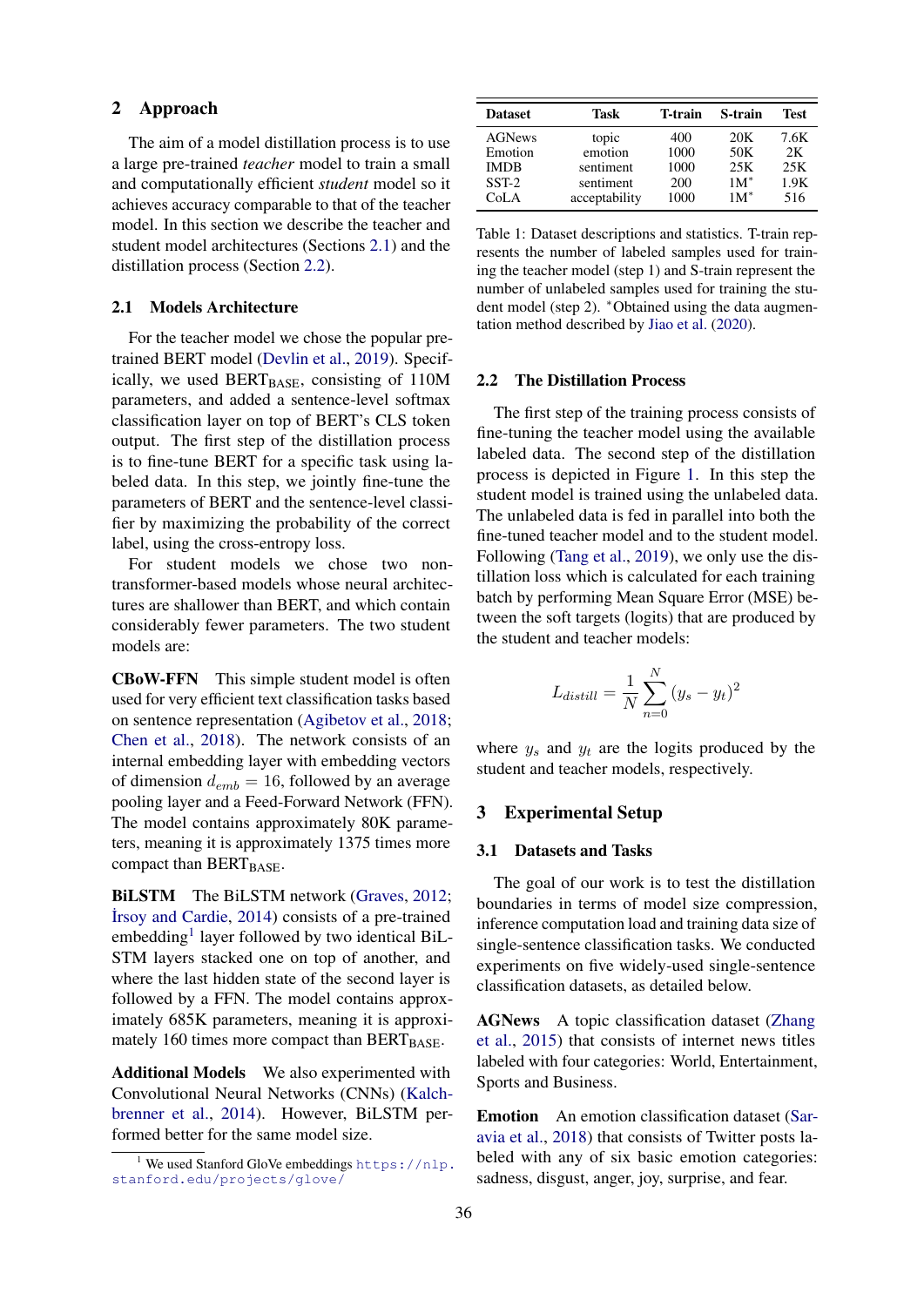## 2 Approach

The aim of a model distillation process is to use a large pre-trained *teacher* model to train a small and computationally efficient *student* model so it achieves accuracy comparable to that of the teacher model. In this section we describe the teacher and student model architectures (Sections 2.1) and the distillation process (Section 2.2).

### 2.1 Models Architecture

For the teacher model we chose the popular pre-trained BERT model (Devlin et al., 2019). Specifically, we used $\text{BERT}_{\text{BASE}}$, consisting of 110M parameters, and added a sentence-level softmax classification layer on top of BERT's CLS token output. The first step of the distillation process is to fine-tune BERT for a specific task using labeled data. In this step, we jointly fine-tune the parameters of BERT and the sentence-level classifier by maximizing the probability of the correct label, using the cross-entropy loss.

For student models we chose two non-transformer-based models whose neural architectures are shallower than BERT, and which contain considerably fewer parameters. The two student models are:

**CBoW-FFN** This simple student model is often used for very efficient text classification tasks based on sentence representation (Agibetov et al., 2018; Chen et al., 2018). The network consists of an internal embedding layer with embedding vectors of dimension $d_{emb} = 16$, followed by an average pooling layer and a Feed-Forward Network (FFN). The model contains approximately 80K parameters, meaning it is approximately 1375 times more compact than $\text{BERT}_{\text{BASE}}$.

**BiLSTM** The BiLSTM network (Graves, 2012; İrsoy and Cardie, 2014) consists of a pre-trained embedding[1] layer followed by two identical BiLSTM layers stacked one on top of another, and where the last hidden state of the second layer is followed by a FFN. The model contains approximately 685K parameters, meaning it is approximately 160 times more compact than $\text{BERT}_{\text{BASE}}$.

**Additional Models** We also experimented with Convolutional Neural Networks (CNNs) (Kalchbrenner et al., 2014). However, BiLSTM performed better for the same model size.

[1] We used Stanford GloVe embeddings https://nlp.stanford.edu/projects/glove/

| Dataset | Task | T-train | S-train | Test |
|---|---|---|---|---|
| AGNews | topic | 400 | 20K | 7.6K |
| Emotion | emotion | 1000 | 50K | 2K |
| IMDB | sentiment | 1000 | 25K | 25K |
| SST-2 | sentiment | 200 | 1M* | 1.9K |
| CoLA | acceptability | 1000 | 1M* | 516 |

Table 1: Dataset descriptions and statistics. T-train represents the number of labeled samples used for training the teacher model (step 1) and S-train represent the number of unlabeled samples used for training the student model (step 2). *Obtained using the data augmentation method described by Jiao et al. (2020).

### 2.2 The Distillation Process

The first step of the training process consists of fine-tuning the teacher model using the available labeled data. The second step of the distillation process is depicted in Figure 1. In this step the student model is trained using the unlabeled data. The unlabeled data is fed in parallel into both the fine-tuned teacher model and to the student model. Following (Tang et al., 2019), we only use the distillation loss which is calculated for each training batch by performing Mean Square Error (MSE) between the soft targets (logits) that are produced by the student and teacher models:

$$L_{distill} = \frac{1}{N} \sum_{n=0}^{N} (y_s - y_t)^2$$

where $y_s$ and $y_t$ are the logits produced by the student and teacher models, respectively.

## 3 Experimental Setup

### 3.1 Datasets and Tasks

The goal of our work is to test the distillation boundaries in terms of model size compression, inference computation load and training data size of single-sentence classification tasks. We conducted experiments on five widely-used single-sentence classification datasets, as detailed below.

**AGNews** A topic classification dataset (Zhang et al., 2015) that consists of internet news titles labeled with four categories: World, Entertainment, Sports and Business.

**Emotion** An emotion classification dataset (Saravia et al., 2018) that consists of Twitter posts labeled with any of six basic emotion categories: sadness, disgust, anger, joy, surprise, and fear.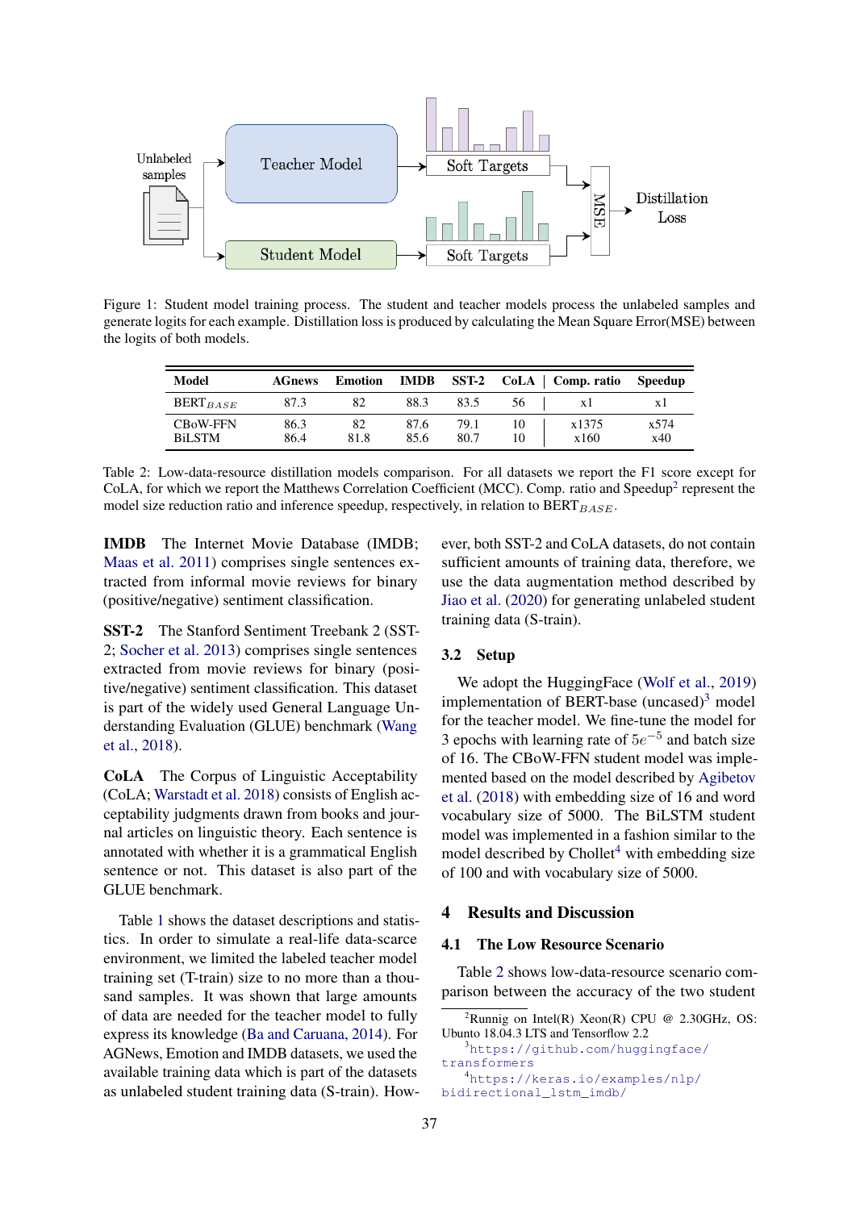Figure 1: Student model training process. The student and teacher models process the unlabeled samples and generate logits for each example. Distillation loss is produced by calculating the Mean Square Error(MSE) between the logits of both models.

| Model | AGnews | Emotion | IMDB | SST-2 | CoLA | Comp. ratio | Speedup |
|---|---|---|---|---|---|---|---|
| $BERT_{BASE}$ | 87.3 | 82 | 88.3 | 83.5 | 56 | x1 | x1 |
| CBoW-FFN | 86.3 | 82 | 87.6 | 79.1 | 10 | x1375 | x574 |
| BiLSTM | 86.4 | 81.8 | 85.6 | 80.7 | 10 | x160 | x40 |

Table 2: Low-data-resource distillation models comparison. For all datasets we report the F1 score except for CoLA, for which we report the Matthews Correlation Coefficient (MCC). Comp. ratio and Speedup[2] represent the model size reduction ratio and inference speedup, respectively, in relation to $BERT_{BASE}$.

**IMDB** The Internet Movie Database (IMDB; Maas et al. 2011) comprises single sentences extracted from informal movie reviews for binary (positive/negative) sentiment classification.

**SST-2** The Stanford Sentiment Treebank 2 (SST-2; Socher et al. 2013) comprises single sentences extracted from movie reviews for binary (positive/negative) sentiment classification. This dataset is part of the widely used General Language Understanding Evaluation (GLUE) benchmark (Wang et al., 2018).

**CoLA** The Corpus of Linguistic Acceptability (CoLA; Warstadt et al. 2018) consists of English acceptability judgments drawn from books and journal articles on linguistic theory. Each sentence is annotated with whether it is a grammatical English sentence or not. This dataset is also part of the GLUE benchmark.

Table 1 shows the dataset descriptions and statistics. In order to simulate a real-life data-scarce environment, we limited the labeled teacher model training set (T-train) size to no more than a thousand samples. It was shown that large amounts of data are needed for the teacher model to fully express its knowledge (Ba and Caruana, 2014). For AGNews, Emotion and IMDB datasets, we used the available training data which is part of the datasets as unlabeled student training data (S-train). However, both SST-2 and CoLA datasets, do not contain sufficient amounts of training data, therefore, we use the data augmentation method described by Jiao et al. (2020) for generating unlabeled student training data (S-train).

### 3.2 Setup

We adopt the HuggingFace (Wolf et al., 2019) implementation of BERT-base (uncased)[3] model for the teacher model. We fine-tune the model for 3 epochs with learning rate of $5e^{-5}$ and batch size of 16. The CBoW-FFN student model was implemented based on the model described by Agibetov et al. (2018) with embedding size of 16 and word vocabulary size of 5000. The BiLSTM student model was implemented in a fashion similar to the model described by Chollet[4] with embedding size of 100 and with vocabulary size of 5000.

## 4 Results and Discussion

### 4.1 The Low Resource Scenario

Table 2 shows low-data-resource scenario comparison between the accuracy of the two student

[2] Runnig on Intel(R) Xeon(R) CPU @ 2.30GHz, OS: Ubunto 18.04.3 LTS and Tensorflow 2.2

[3] https://github.com/huggingface/transformers

[4] https://keras.io/examples/nlp/bidirectional_lstm_imdb/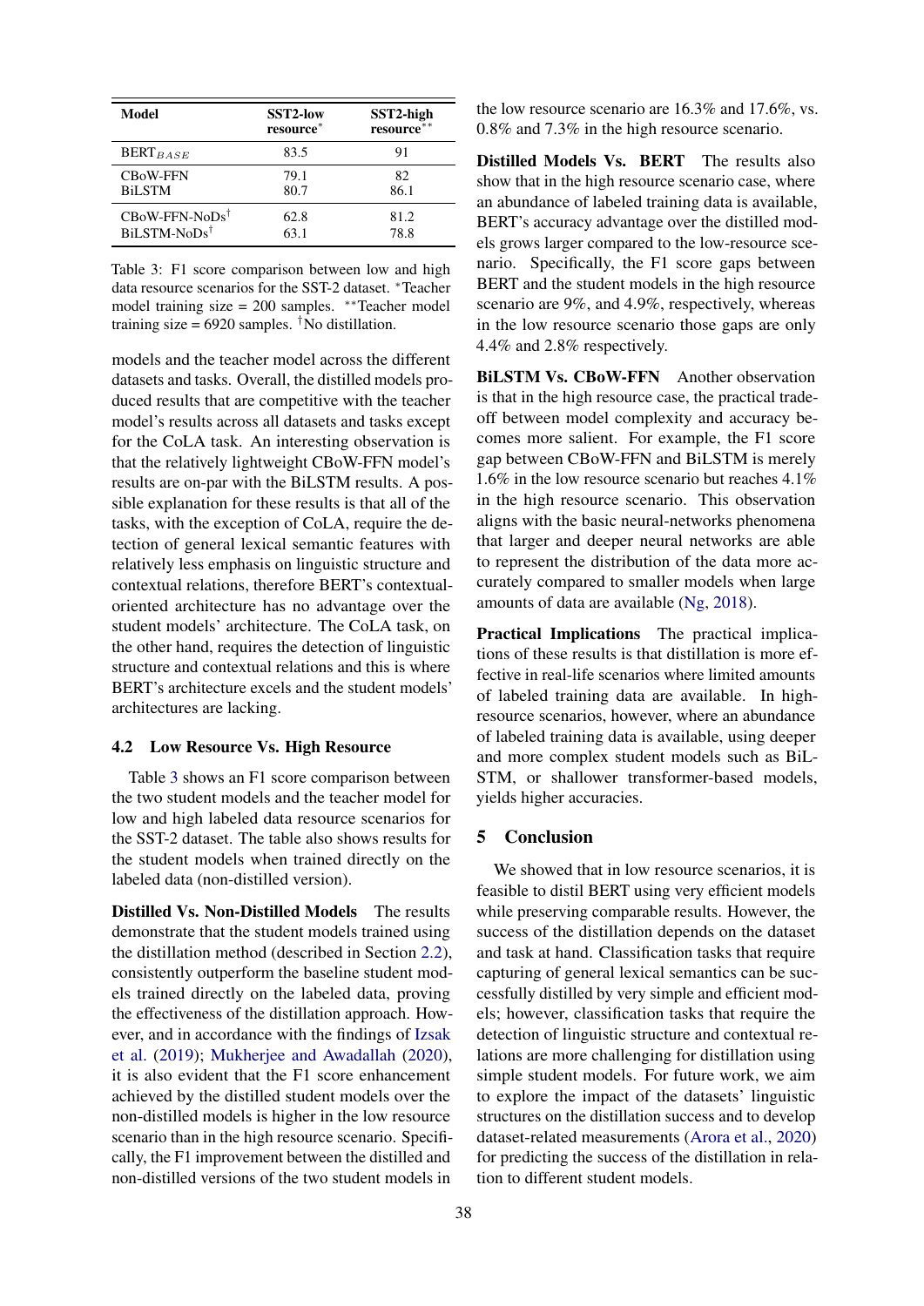| Model | SST2-low resource* | SST2-high resource** |
|---|---|---|
| BERT$_{BASE}$ | 83.5 | 91 |
| CBoW-FFN | 79.1 | 82 |
| BiLSTM | 80.7 | 86.1 |
| CBoW-FFN-NoDs† | 62.8 | 81.2 |
| BiLSTM-NoDs† | 63.1 | 78.8 |

Table 3: F1 score comparison between low and high data resource scenarios for the SST-2 dataset. *Teacher model training size = 200 samples. **Teacher model training size = 6920 samples. †No distillation.

models and the teacher model across the different datasets and tasks. Overall, the distilled models produced results that are competitive with the teacher model's results across all datasets and tasks except for the CoLA task. An interesting observation is that the relatively lightweight CBoW-FFN model's results are on-par with the BiLSTM results. A possible explanation for these results is that all of the tasks, with the exception of CoLA, require the detection of general lexical semantic features with relatively less emphasis on linguistic structure and contextual relations, therefore BERT's contextual-oriented architecture has no advantage over the student models' architecture. The CoLA task, on the other hand, requires the detection of linguistic structure and contextual relations and this is where BERT's architecture excels and the student models' architectures are lacking.

### 4.2 Low Resource Vs. High Resource

Table 3 shows an F1 score comparison between the two student models and the teacher model for low and high labeled data resource scenarios for the SST-2 dataset. The table also shows results for the student models when trained directly on the labeled data (non-distilled version).

**Distilled Vs. Non-Distilled Models** The results demonstrate that the student models trained using the distillation method (described in Section 2.2), consistently outperform the baseline student models trained directly on the labeled data, proving the effectiveness of the distillation approach. However, and in accordance with the findings of Izsak et al. (2019); Mukherjee and Awadallah (2020), it is also evident that the F1 score enhancement achieved by the distilled student models over the non-distilled models is higher in the low resource scenario than in the high resource scenario. Specifically, the F1 improvement between the distilled and non-distilled versions of the two student models in the low resource scenario are 16.3% and 17.6%, vs. 0.8% and 7.3% in the high resource scenario.

**Distilled Models Vs. BERT** The results also show that in the high resource scenario case, where an abundance of labeled training data is available, BERT's accuracy advantage over the distilled models grows larger compared to the low-resource scenario. Specifically, the F1 score gaps between BERT and the student models in the high resource scenario are 9%, and 4.9%, respectively, whereas in the low resource scenario those gaps are only 4.4% and 2.8% respectively.

**BiLSTM Vs. CBoW-FFN** Another observation is that in the high resource case, the practical trade-off between model complexity and accuracy becomes more salient. For example, the F1 score gap between CBoW-FFN and BiLSTM is merely 1.6% in the low resource scenario but reaches 4.1% in the high resource scenario. This observation aligns with the basic neural-networks phenomena that larger and deeper neural networks are able to represent the distribution of the data more accurately compared to smaller models when large amounts of data are available (Ng, 2018).

**Practical Implications** The practical implications of these results is that distillation is more effective in real-life scenarios where limited amounts of labeled training data are available. In high-resource scenarios, however, where an abundance of labeled training data is available, using deeper and more complex student models such as BiLSTM, or shallower transformer-based models, yields higher accuracies.

## 5 Conclusion

We showed that in low resource scenarios, it is feasible to distil BERT using very efficient models while preserving comparable results. However, the success of the distillation depends on the dataset and task at hand. Classification tasks that require capturing of general lexical semantics can be successfully distilled by very simple and efficient models; however, classification tasks that require the detection of linguistic structure and contextual relations are more challenging for distillation using simple student models. For future work, we aim to explore the impact of the datasets' linguistic structures on the distillation success and to develop dataset-related measurements (Arora et al., 2020) for predicting the success of the distillation in relation to different student models.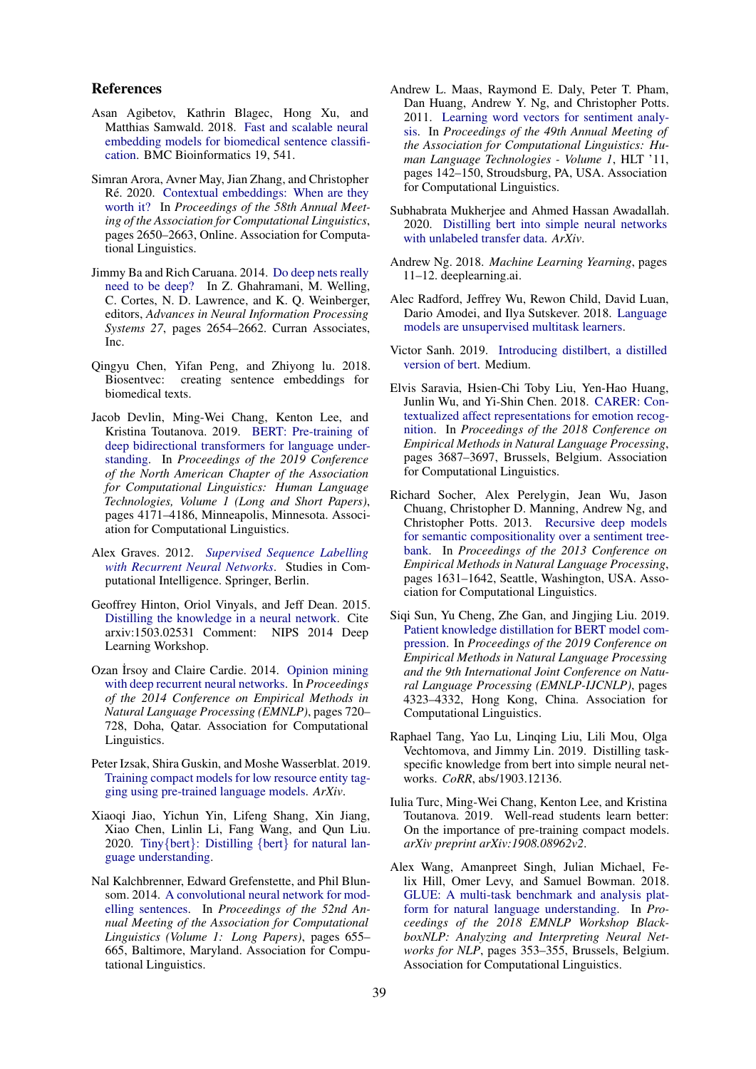## References

Asan Agibetov, Kathrin Blagec, Hong Xu, and Matthias Samwald. 2018. Fast and scalable neural embedding models for biomedical sentence classification. BMC Bioinformatics 19, 541.

Simran Arora, Avner May, Jian Zhang, and Christopher Ré. 2020. Contextual embeddings: When are they worth it? In *Proceedings of the 58th Annual Meeting of the Association for Computational Linguistics*, pages 2650–2663, Online. Association for Computational Linguistics.

Jimmy Ba and Rich Caruana. 2014. Do deep nets really need to be deep? In Z. Ghahramani, M. Welling, C. Cortes, N. D. Lawrence, and K. Q. Weinberger, editors, *Advances in Neural Information Processing Systems 27*, pages 2654–2662. Curran Associates, Inc.

Qingyu Chen, Yifan Peng, and Zhiyong lu. 2018. Biosentvec: creating sentence embeddings for biomedical texts.

Jacob Devlin, Ming-Wei Chang, Kenton Lee, and Kristina Toutanova. 2019. BERT: Pre-training of deep bidirectional transformers for language understanding. In *Proceedings of the 2019 Conference of the North American Chapter of the Association for Computational Linguistics: Human Language Technologies, Volume 1 (Long and Short Papers)*, pages 4171–4186, Minneapolis, Minnesota. Association for Computational Linguistics.

Alex Graves. 2012. *Supervised Sequence Labelling with Recurrent Neural Networks*. Studies in Computational Intelligence. Springer, Berlin.

Geoffrey Hinton, Oriol Vinyals, and Jeff Dean. 2015. Distilling the knowledge in a neural network. Cite arxiv:1503.02531 Comment: NIPS 2014 Deep Learning Workshop.

Ozan İrsoy and Claire Cardie. 2014. Opinion mining with deep recurrent neural networks. In *Proceedings of the 2014 Conference on Empirical Methods in Natural Language Processing (EMNLP)*, pages 720–728, Doha, Qatar. Association for Computational Linguistics.

Peter Izsak, Shira Guskin, and Moshe Wasserblat. 2019. Training compact models for low resource entity tagging using pre-trained language models. *ArXiv*.

Xiaoqi Jiao, Yichun Yin, Lifeng Shang, Xin Jiang, Xiao Chen, Linlin Li, Fang Wang, and Qun Liu. 2020. Tiny{bert}: Distilling {bert} for natural language understanding.

Nal Kalchbrenner, Edward Grefenstette, and Phil Blunsom. 2014. A convolutional neural network for modelling sentences. In *Proceedings of the 52nd Annual Meeting of the Association for Computational Linguistics (Volume 1: Long Papers)*, pages 655–665, Baltimore, Maryland. Association for Computational Linguistics.

Andrew L. Maas, Raymond E. Daly, Peter T. Pham, Dan Huang, Andrew Y. Ng, and Christopher Potts. 2011. Learning word vectors for sentiment analysis. In *Proceedings of the 49th Annual Meeting of the Association for Computational Linguistics: Human Language Technologies - Volume 1*, HLT '11, pages 142–150, Stroudsburg, PA, USA. Association for Computational Linguistics.

Subhabrata Mukherjee and Ahmed Hassan Awadallah. 2020. Distilling bert into simple neural networks with unlabeled transfer data. *ArXiv*.

Andrew Ng. 2018. *Machine Learning Yearning*, pages 11–12. deeplearning.ai.

Alec Radford, Jeffrey Wu, Rewon Child, David Luan, Dario Amodei, and Ilya Sutskever. 2018. Language models are unsupervised multitask learners.

Victor Sanh. 2019. Introducing distilbert, a distilled version of bert. Medium.

Elvis Saravia, Hsien-Chi Toby Liu, Yen-Hao Huang, Junlin Wu, and Yi-Shin Chen. 2018. CARER: Contextualized affect representations for emotion recognition. In *Proceedings of the 2018 Conference on Empirical Methods in Natural Language Processing*, pages 3687–3697, Brussels, Belgium. Association for Computational Linguistics.

Richard Socher, Alex Perelygin, Jean Wu, Jason Chuang, Christopher D. Manning, Andrew Ng, and Christopher Potts. 2013. Recursive deep models for semantic compositionality over a sentiment treebank. In *Proceedings of the 2013 Conference on Empirical Methods in Natural Language Processing*, pages 1631–1642, Seattle, Washington, USA. Association for Computational Linguistics.

Siqi Sun, Yu Cheng, Zhe Gan, and Jingjing Liu. 2019. Patient knowledge distillation for BERT model compression. In *Proceedings of the 2019 Conference on Empirical Methods in Natural Language Processing and the 9th International Joint Conference on Natural Language Processing (EMNLP-IJCNLP)*, pages 4323–4332, Hong Kong, China. Association for Computational Linguistics.

Raphael Tang, Yao Lu, Linqing Liu, Lili Mou, Olga Vechtomova, and Jimmy Lin. 2019. Distilling task-specific knowledge from bert into simple neural networks. *CoRR*, abs/1903.12136.

Iulia Turc, Ming-Wei Chang, Kenton Lee, and Kristina Toutanova. 2019. Well-read students learn better: On the importance of pre-training compact models. *arXiv preprint arXiv:1908.08962v2*.

Alex Wang, Amanpreet Singh, Julian Michael, Felix Hill, Omer Levy, and Samuel Bowman. 2018. GLUE: A multi-task benchmark and analysis platform for natural language understanding. In *Proceedings of the 2018 EMNLP Workshop BlackboxNLP: Analyzing and Interpreting Neural Networks for NLP*, pages 353–355, Brussels, Belgium. Association for Computational Linguistics.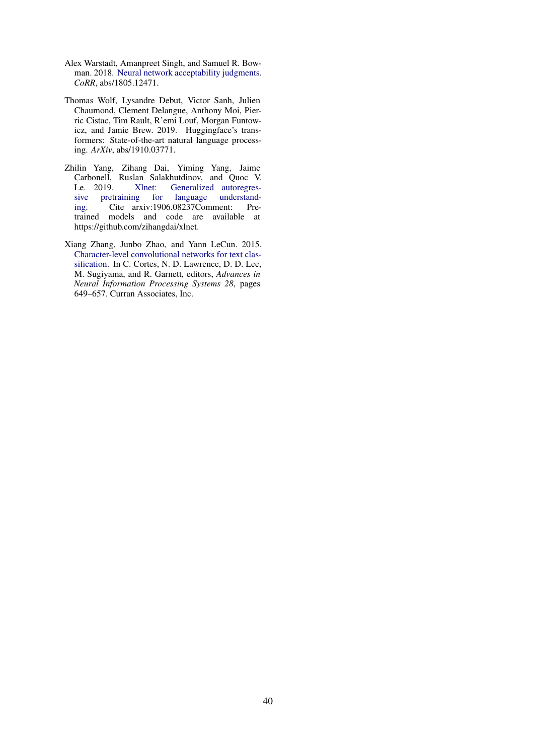Alex Warstadt, Amanpreet Singh, and Samuel R. Bowman. 2018. Neural network acceptability judgments. *CoRR*, abs/1805.12471.

Thomas Wolf, Lysandre Debut, Victor Sanh, Julien Chaumond, Clement Delangue, Anthony Moi, Pierric Cistac, Tim Rault, R'emi Louf, Morgan Funtowicz, and Jamie Brew. 2019. Huggingface's transformers: State-of-the-art natural language processing. *ArXiv*, abs/1910.03771.

Zhilin Yang, Zihang Dai, Yiming Yang, Jaime Carbonell, Ruslan Salakhutdinov, and Quoc V. Le. 2019. Xlnet: Generalized autoregressive pretraining for language understanding. Cite arxiv:1906.08237Comment: Pretrained models and code are available at https://github.com/zihangdai/xlnet.

Xiang Zhang, Junbo Zhao, and Yann LeCun. 2015. Character-level convolutional networks for text classification. In C. Cortes, N. D. Lawrence, D. D. Lee, M. Sugiyama, and R. Garnett, editors, *Advances in Neural Information Processing Systems 28*, pages 649–657. Curran Associates, Inc.